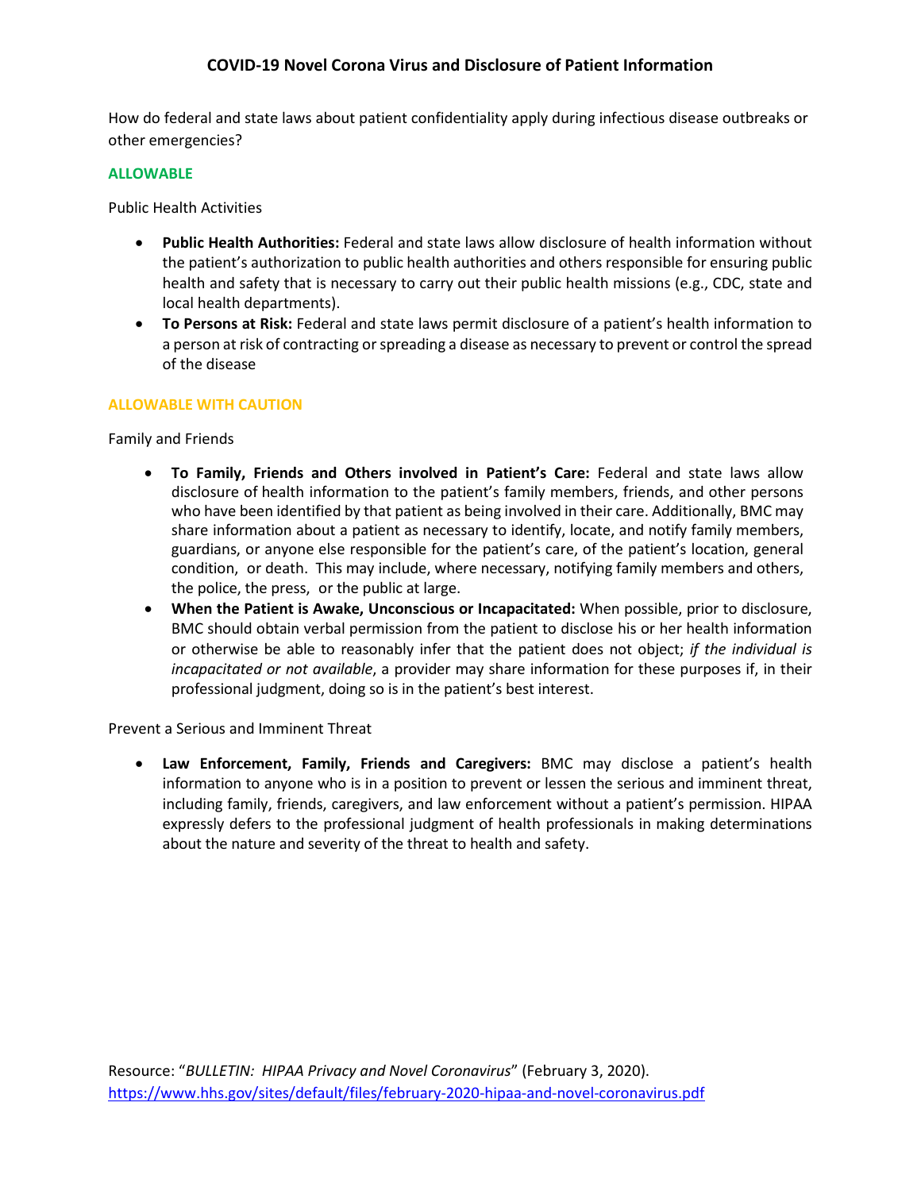# COVID-19 Novel Corona Virus and Disclosure of Patient Information

How do federal and state laws about patient confidentiality apply during infectious disease outbreaks or other emergencies?

## ALLOWABLE

Public Health Activities

- **Public Health Authorities:** Federal and state laws allow disclosure of health information without the patient's authorization to public health authorities and others responsible for ensuring public health and safety that is necessary to carry out their public health missions (e.g., CDC, state and local health departments).
- **To Persons at Risk:** Federal and state laws permit disclosure of a patient's health information to a person at risk of contracting or spreading a disease as necessary to prevent or control the spread of the disease

## ALLOWABLE WITH CAUTION

Family and Friends

- **To Family, Friends and Others involved in Patient's Care:** Federal and state laws allow disclosure of health information to the patient's family members, friends, and other persons who have been identified by that patient as being involved in their care. Additionally, BMC may share information about a patient as necessary to identify, locate, and notify family members, guardians, or anyone else responsible for the patient's care, of the patient's location, general condition, or death. This may include, where necessary, notifying family members and others, the police, the press, or the public at large.
- **When the Patient is Awake, Unconscious or Incapacitated:** When possible, prior to disclosure, BMC should obtain verbal permission from the patient to disclose his or her health information or otherwise be able to reasonably infer that the patient does not object; *if the individual is incapacitated or not available*, a provider may share information for these purposes if, in their professional judgment, doing so is in the patient's best interest.

Prevent a Serious and Imminent Threat

- **Law Enforcement, Family, Friends and Caregivers:** BMC may disclose a patient's health information to anyone who is in a position to prevent or lessen the serious and imminent threat, including family, friends, caregivers, and law enforcement without a patient's permission. HIPAA expressly defers to the professional judgment of health professionals in making determinations about the nature and severity of the threat to health and safety.

Resource: "*BULLETIN: HIPAA Privacy and Novel Coronavirus*" (February 3, 2020).
https://www.hhs.gov/sites/default/files/february-2020-hipaa-and-novel-coronavirus.pdf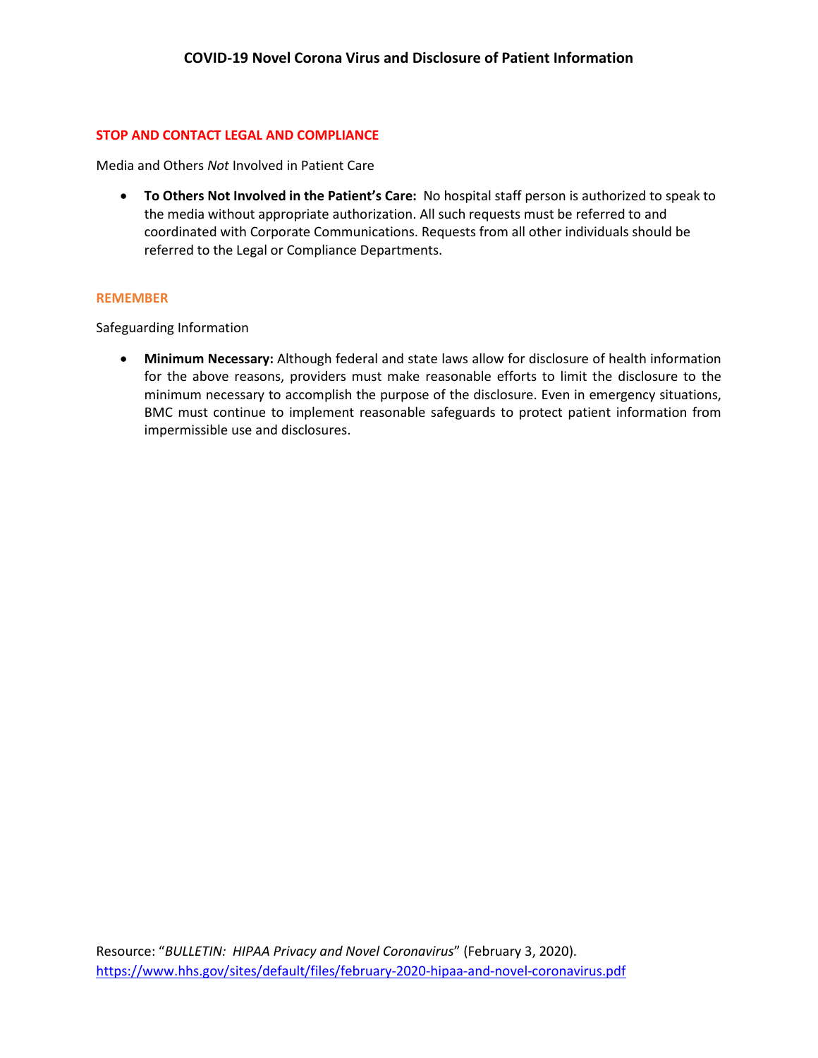## COVID-19 Novel Corona Virus and Disclosure of Patient Information

### STOP AND CONTACT LEGAL AND COMPLIANCE

Media and Others *Not* Involved in Patient Care

- **To Others Not Involved in the Patient's Care:** No hospital staff person is authorized to speak to the media without appropriate authorization. All such requests must be referred to and coordinated with Corporate Communications. Requests from all other individuals should be referred to the Legal or Compliance Departments.

### REMEMBER

Safeguarding Information

- **Minimum Necessary:** Although federal and state laws allow for disclosure of health information for the above reasons, providers must make reasonable efforts to limit the disclosure to the minimum necessary to accomplish the purpose of the disclosure. Even in emergency situations, BMC must continue to implement reasonable safeguards to protect patient information from impermissible use and disclosures.

Resource: "*BULLETIN: HIPAA Privacy and Novel Coronavirus*" (February 3, 2020). https://www.hhs.gov/sites/default/files/february-2020-hipaa-and-novel-coronavirus.pdf